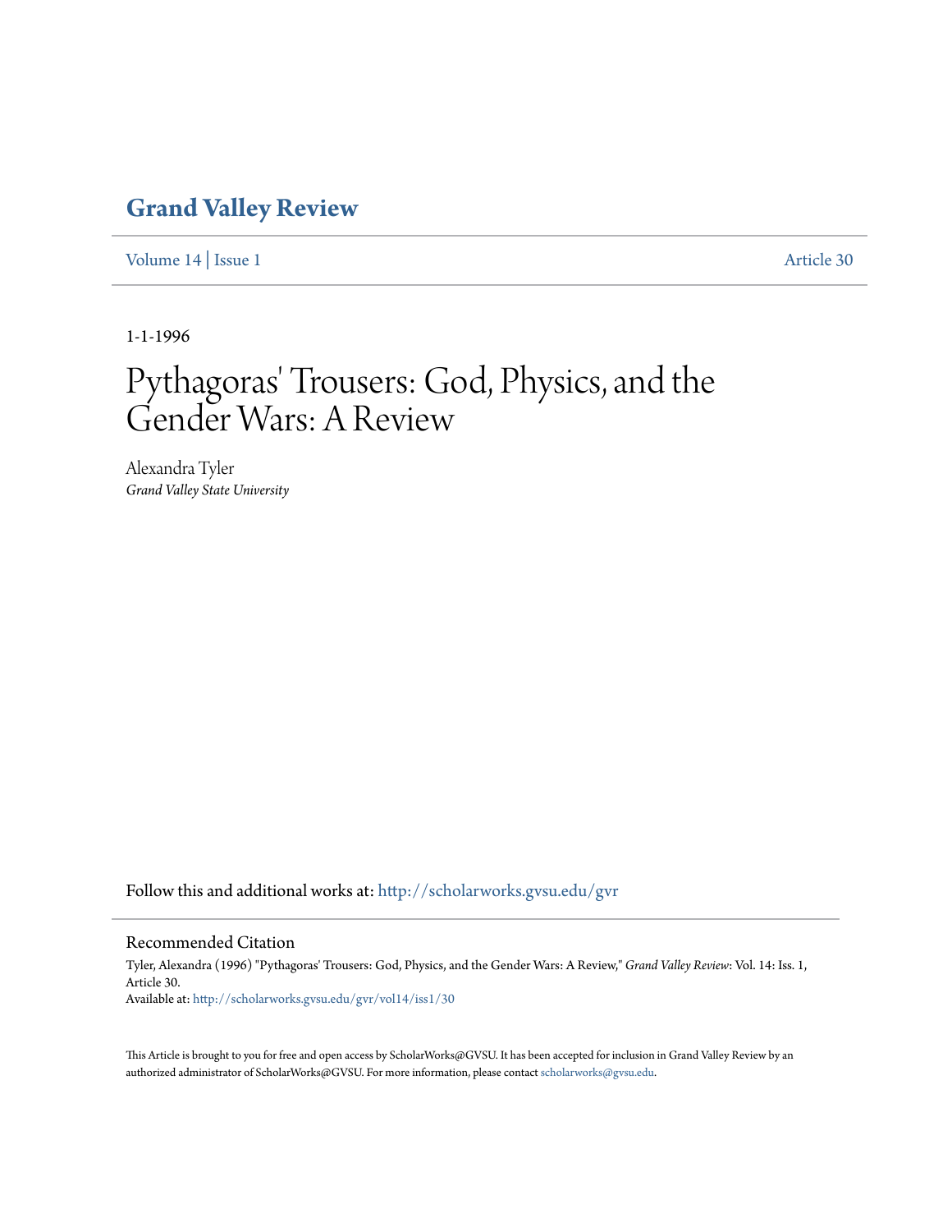# Grand Valley Review

Volume 14 | Issue 1 Article 30

1-1-1996

# Pythagoras' Trousers: God, Physics, and the Gender Wars: A Review

Alexandra Tyler
*Grand Valley State University*

Follow this and additional works at: http://scholarworks.gvsu.edu/gvr

## Recommended Citation

Tyler, Alexandra (1996) "Pythagoras' Trousers: God, Physics, and the Gender Wars: A Review," *Grand Valley Review*: Vol. 14: Iss. 1, Article 30.
Available at: http://scholarworks.gvsu.edu/gvr/vol14/iss1/30

This Article is brought to you for free and open access by ScholarWorks@GVSU. It has been accepted for inclusion in Grand Valley Review by an authorized administrator of ScholarWorks@GVSU. For more information, please contact scholarworks@gvsu.edu.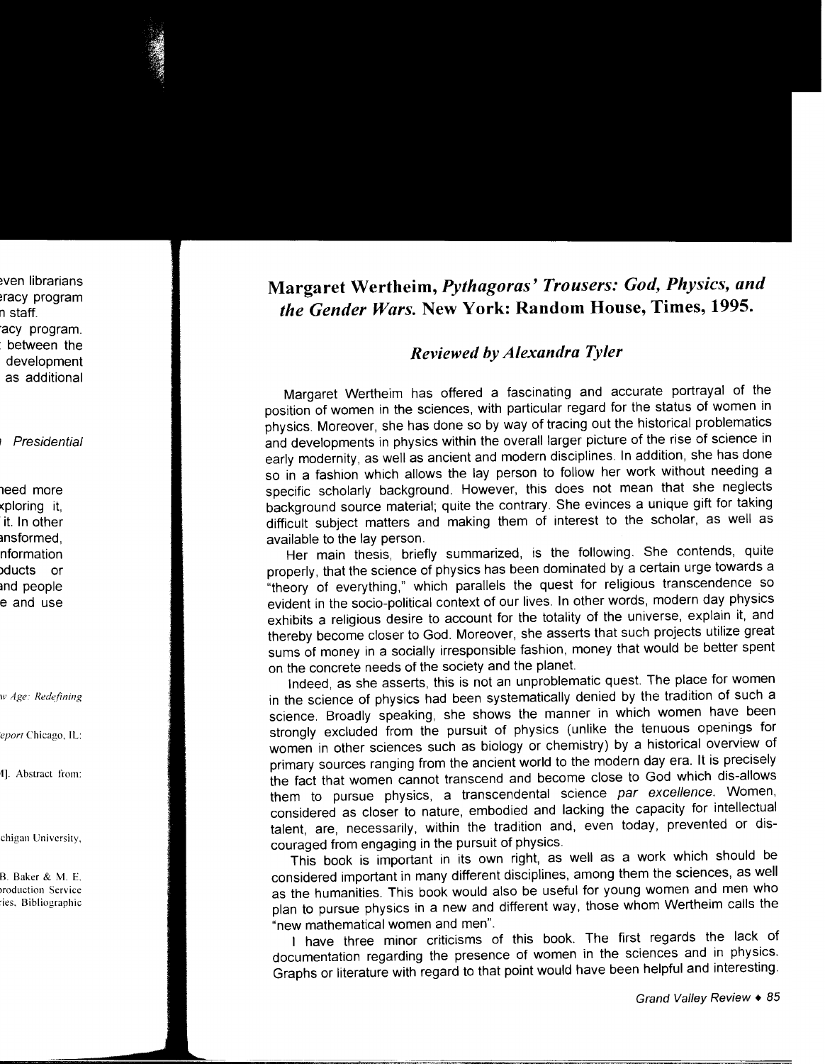## Margaret Wertheim, *Pythagoras' Trousers: God, Physics, and the Gender Wars.* New York: Random House, Times, 1995.

### *Reviewed by Alexandra Tyler*

Margaret Wertheim has offered a fascinating and accurate portrayal of the position of women in the sciences, with particular regard for the status of women in physics. Moreover, she has done so by way of tracing out the historical problematics and developments in physics within the overall larger picture of the rise of science in early modernity, as well as ancient and modern disciplines. In addition, she has done so in a fashion which allows the lay person to follow her work without needing a specific scholarly background. However, this does not mean that she neglects background source material; quite the contrary. She evinces a unique gift for taking difficult subject matters and making them of interest to the scholar, as well as available to the lay person.

Her main thesis, briefly summarized, is the following. She contends, quite properly, that the science of physics has been dominated by a certain urge towards a "theory of everything," which parallels the quest for religious transcendence so evident in the socio-political context of our lives. In other words, modern day physics exhibits a religious desire to account for the totality of the universe, explain it, and thereby become closer to God. Moreover, she asserts that such projects utilize great sums of money in a socially irresponsible fashion, money that would be better spent on the concrete needs of the society and the planet.

Indeed, as she asserts, this is not an unproblematic quest. The place for women in the science of physics had been systematically denied by the tradition of such a science. Broadly speaking, she shows the manner in which women have been strongly excluded from the pursuit of physics (unlike the tenuous openings for women in other sciences such as biology or chemistry) by a historical overview of primary sources ranging from the ancient world to the modern day era. It is precisely the fact that women cannot transcend and become close to God which dis-allows them to pursue physics, a transcendental science *par excellence*. Women, considered as closer to nature, embodied and lacking the capacity for intellectual talent, are, necessarily, within the tradition and, even today, prevented or discouraged from engaging in the pursuit of physics.

This book is important in its own right, as well as a work which should be considered important in many different disciplines, among them the sciences, as well as the humanities. This book would also be useful for young women and men who plan to pursue physics in a new and different way, those whom Wertheim calls the "new mathematical women and men".

I have three minor criticisms of this book. The first regards the lack of documentation regarding the presence of women in the sciences and in physics. Graphs or literature with regard to that point would have been helpful and interesting.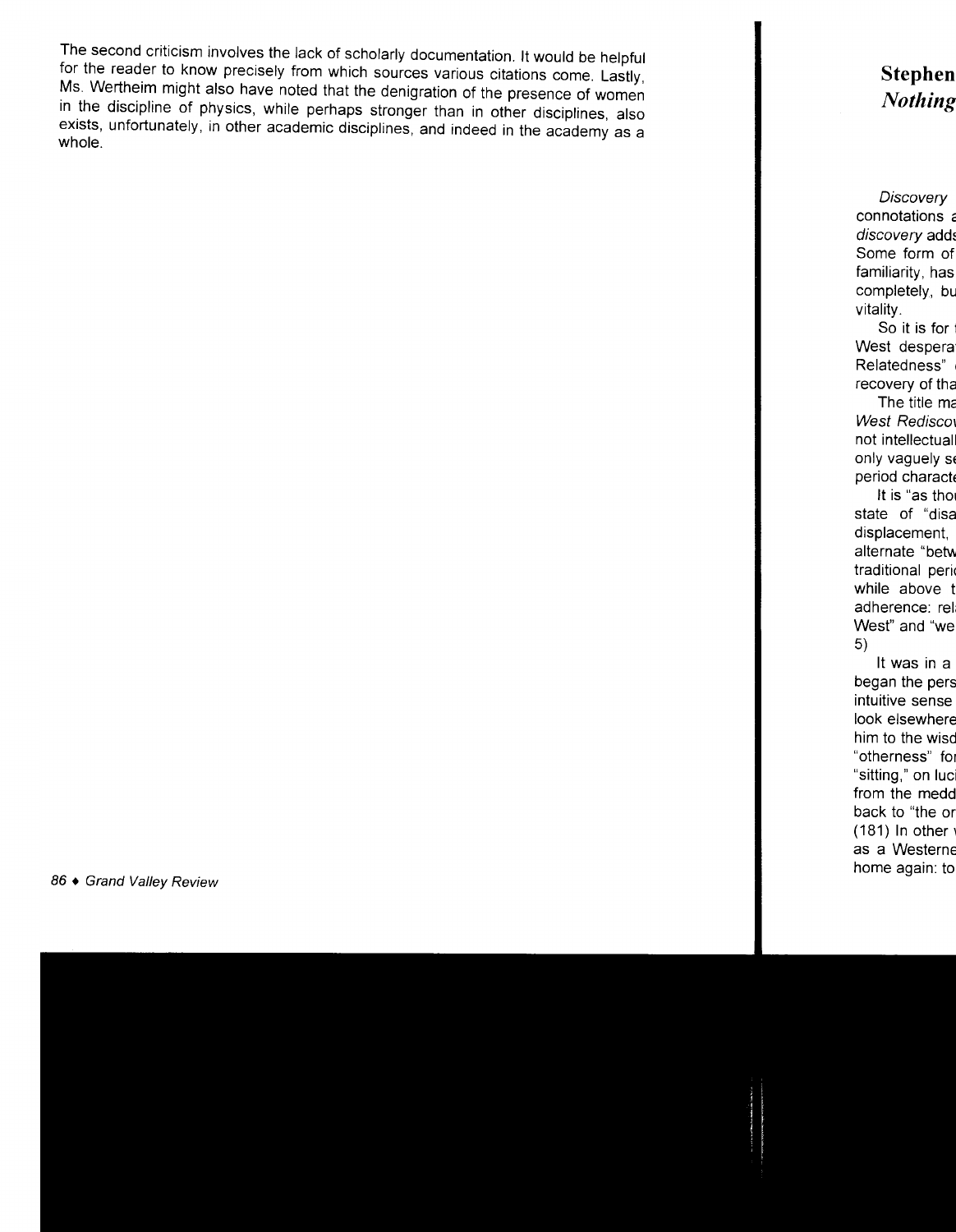The second criticism involves the lack of scholarly documentation. It would be helpful for the reader to know precisely from which sources various citations come. Lastly, Ms. Wertheim might also have noted that the denigration of the presence of women in the discipline of physics, while perhaps stronger than in other disciplines, also exists, unfortunately, in other academic disciplines, and indeed in the academy as a whole.